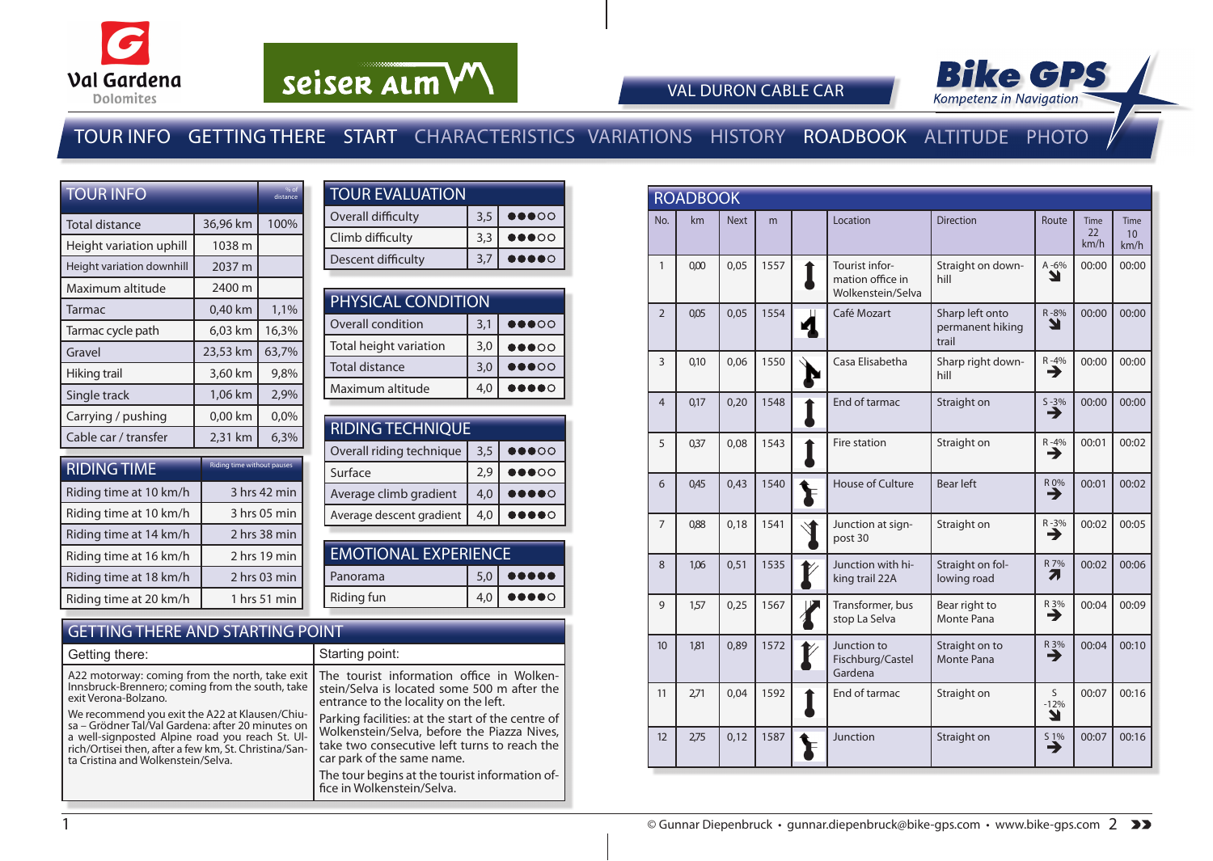Val Gardena Dolomites

seiser alm

# VAL DURON CABLE CAR

Bike GPS Kompetenz in Navigation

TOUR INFO · GETTING THERE · START · CHARACTERISTICS · VARIATIONS · HISTORY · ROADBOOK · ALTITUDE · PHOTO

## TOUR INFO

| TOUR INFO | | % of distance |
|---|---|---|
| Total distance | 36,96 km | 100% |
| Height variation uphill | 1038 m | |
| Height variation downhill | 2037 m | |
| Maximum altitude | 2400 m | |
| Tarmac | 0,40 km | 1,1% |
| Tarmac cycle path | 6,03 km | 16,3% |
| Gravel | 23,53 km | 63,7% |
| Hiking trail | 3,60 km | 9,8% |
| Single track | 1,06 km | 2,9% |
| Carrying / pushing | 0,00 km | 0,0% |
| Cable car / transfer | 2,31 km | 6,3% |

## RIDING TIME

| RIDING TIME | Riding time without pauses |
|---|---|
| Riding time at 10 km/h | 3 hrs 42 min |
| Riding time at 10 km/h | 3 hrs 05 min |
| Riding time at 14 km/h | 2 hrs 38 min |
| Riding time at 16 km/h | 2 hrs 19 min |
| Riding time at 18 km/h | 2 hrs 03 min |
| Riding time at 20 km/h | 1 hrs 51 min |

## TOUR EVALUATION

| TOUR EVALUATION | | |
|---|---|---|
| Overall difficulty | 3,5 | ●●●○○ |
| Climb difficulty | 3,3 | ●●●○○ |
| Descent difficulty | 3,7 | ●●●●○ |

## PHYSICAL CONDITION

| PHYSICAL CONDITION | | |
|---|---|---|
| Overall condition | 3,1 | ●●●○○ |
| Total height variation | 3,0 | ●●●○○ |
| Total distance | 3,0 | ●●●○○ |
| Maximum altitude | 4,0 | ●●●●○ |

## RIDING TECHNIQUE

| RIDING TECHNIQUE | | |
|---|---|---|
| Overall riding technique | 3,5 | ●●●○○ |
| Surface | 2,9 | ●●●○○ |
| Average climb gradient | 4,0 | ●●●●○ |
| Average descent gradient | 4,0 | ●●●●○ |

## EMOTIONAL EXPERIENCE

| EMOTIONAL EXPERIENCE | | |
|---|---|---|
| Panorama | 5,0 | ●●●●● |
| Riding fun | 4,0 | ●●●●○ |

## GETTING THERE AND STARTING POINT

**Getting there:**

A22 motorway: coming from the north, take exit Innsbruck-Brennero; coming from the south, take exit Verona-Bolzano.

We recommend you exit the A22 at Klausen/Chiusa – Grödner Tal/Val Gardena: after 20 minutes on a well-signposted Alpine road you reach St. Ulrich/Ortisei then, after a few km, St. Christina/Santa Cristina and Wolkenstein/Selva.

**Starting point:**

The tourist information office in Wolkenstein/Selva is located some 500 m after the entrance to the locality on the left.

Parking facilities: at the start of the centre of Wolkenstein/Selva, before the Piazza Nives, take two consecutive left turns to reach the car park of the same name.

The tour begins at the tourist information office in Wolkenstein/Selva.

## ROADBOOK

| No. | km | Next | m | | Location | Direction | Route | Time 22 km/h | Time 10 km/h |
|---|---|---|---|---|---|---|---|---|---|
| 1 | 0,00 | 0,05 | 1557 | | Tourist information office in Wolkenstein/Selva | Straight on downhill | A -6% | 00:00 | 00:00 |
| 2 | 0,05 | 0,05 | 1554 | | Café Mozart | Sharp left onto permanent hiking trail | R -8% | 00:00 | 00:00 |
| 3 | 0,10 | 0,06 | 1550 | | Casa Elisabetha | Sharp right downhill | R -4% | 00:00 | 00:00 |
| 4 | 0,17 | 0,20 | 1548 | | End of tarmac | Straight on | S -3% | 00:00 | 00:00 |
| 5 | 0,37 | 0,08 | 1543 | | Fire station | Straight on | R -4% | 00:01 | 00:02 |
| 6 | 0,45 | 0,43 | 1540 | | House of Culture | Bear left | R 0% | 00:01 | 00:02 |
| 7 | 0,88 | 0,18 | 1541 | | Junction at signpost 30 | Straight on | R -3% | 00:02 | 00:05 |
| 8 | 1,06 | 0,51 | 1535 | | Junction with hiking trail 22A | Straight on following road | R 7% | 00:02 | 00:06 |
| 9 | 1,57 | 0,25 | 1567 | | Transformer, bus stop La Selva | Bear right to Monte Pana | R 3% | 00:04 | 00:09 |
| 10 | 1,81 | 0,89 | 1572 | | Junction to Fischburg/Castel Gardena | Straight on to Monte Pana | R 3% | 00:04 | 00:10 |
| 11 | 2,71 | 0,04 | 1592 | | End of tarmac | Straight on | S -12% | 00:07 | 00:16 |
| 12 | 2,75 | 0,12 | 1587 | | Junction | Straight on | S 1% | 00:07 | 00:16 |

© Gunnar Diepenbruck • gunnar.diepenbruck@bike-gps.com • www.bike-gps.com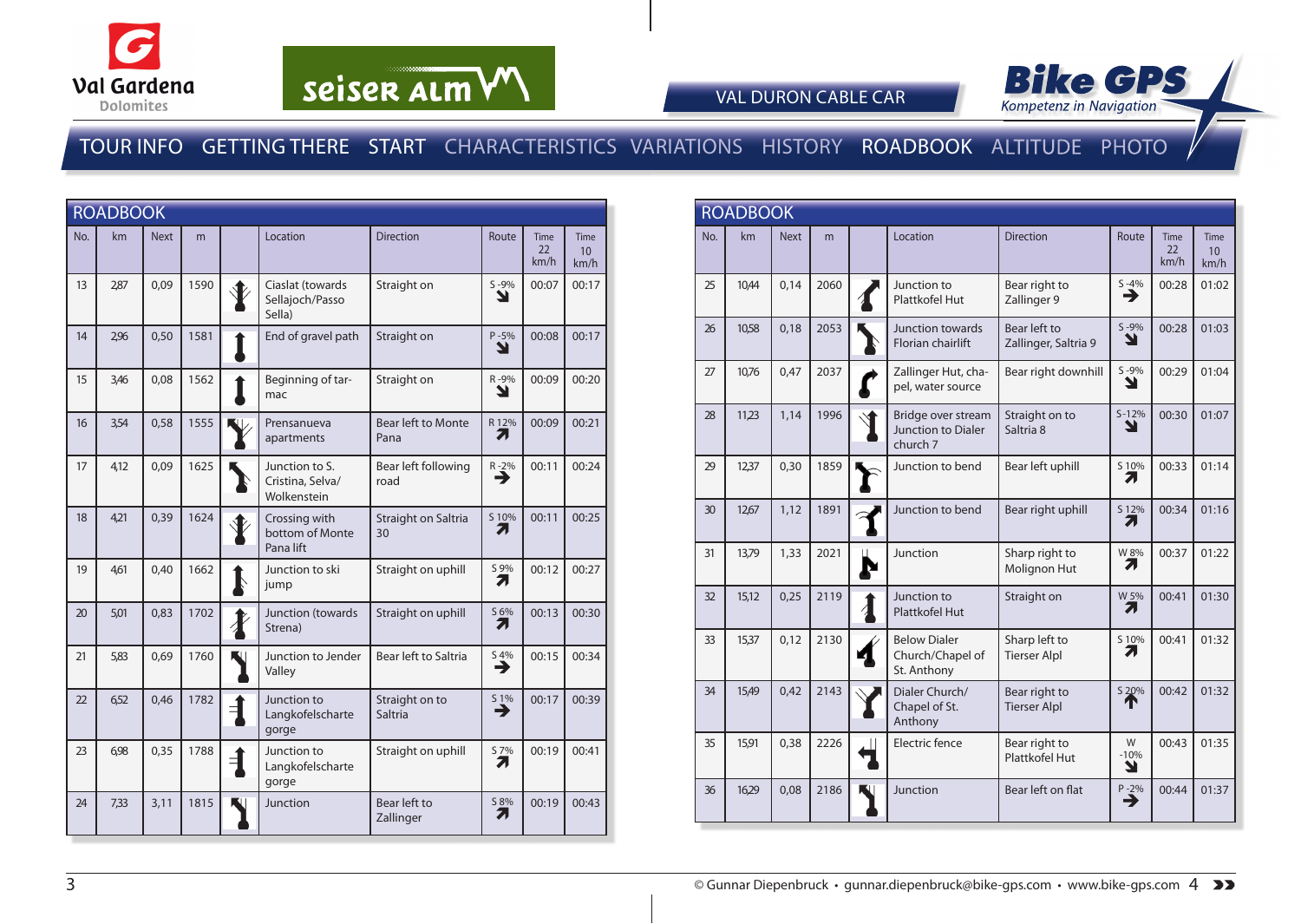VAL DURON CABLE CAR

Bike GPS — Kompetenz in Navigation

TOUR INFO GETTING THERE START CHARACTERISTICS VARIATIONS HISTORY ROADBOOK ALTITUDE PHOTO

## ROADBOOK

| No. | km | Next | m | | Location | Direction | Route | Time 22 km/h | Time 10 km/h |
|---|---|---|---|---|---|---|---|---|---|
| 13 | 2,87 | 0,09 | 1590 | | Ciaslat (towards Sellajoch/Passo Sella) | Straight on | S -9% | 00:07 | 00:17 |
| 14 | 2,96 | 0,50 | 1581 | | End of gravel path | Straight on | P -5% | 00:08 | 00:17 |
| 15 | 3,46 | 0,08 | 1562 | | Beginning of tarmac | Straight on | R -9% | 00:09 | 00:20 |
| 16 | 3,54 | 0,58 | 1555 | | Prensanueva apartments | Bear left to Monte Pana | R 12% | 00:09 | 00:21 |
| 17 | 4,12 | 0,09 | 1625 | | Junction to S. Cristina, Selva/ Wolkenstein | Bear left following road | R -2% | 00:11 | 00:24 |
| 18 | 4,21 | 0,39 | 1624 | | Crossing with bottom of Monte Pana lift | Straight on Saltria 30 | S 10% | 00:11 | 00:25 |
| 19 | 4,61 | 0,40 | 1662 | | Junction to ski jump | Straight on uphill | S 9% | 00:12 | 00:27 |
| 20 | 5,01 | 0,83 | 1702 | | Junction (towards Strena) | Straight on uphill | S 6% | 00:13 | 00:30 |
| 21 | 5,83 | 0,69 | 1760 | | Junction to Jender Valley | Bear left to Saltria | S 4% | 00:15 | 00:34 |
| 22 | 6,52 | 0,46 | 1782 | | Junction to Langkofelscharte gorge | Straight on to Saltria | S 1% | 00:17 | 00:39 |
| 23 | 6,98 | 0,35 | 1788 | | Junction to Langkofelscharte gorge | Straight on uphill | S 7% | 00:19 | 00:41 |
| 24 | 7,33 | 3,11 | 1815 | | Junction | Bear left to Zallinger | S 8% | 00:19 | 00:43 |

## ROADBOOK

| No. | km | Next | m | | Location | Direction | Route | Time 22 km/h | Time 10 km/h |
|---|---|---|---|---|---|---|---|---|---|
| 25 | 10,44 | 0,14 | 2060 | | Junction to Plattkofel Hut | Bear right to Zallinger 9 | S -4% | 00:28 | 01:02 |
| 26 | 10,58 | 0,18 | 2053 | | Junction towards Florian chairlift | Bear left to Zallinger, Saltria 9 | S -9% | 00:28 | 01:03 |
| 27 | 10,76 | 0,47 | 2037 | | Zallinger Hut, chapel, water source | Bear right downhill | S -9% | 00:29 | 01:04 |
| 28 | 11,23 | 1,14 | 1996 | | Bridge over stream Junction to Dialer church 7 | Straight on to Saltria 8 | S -12% | 00:30 | 01:07 |
| 29 | 12,37 | 0,30 | 1859 | | Junction to bend | Bear left uphill | S 10% | 00:33 | 01:14 |
| 30 | 12,67 | 1,12 | 1891 | | Junction to bend | Bear right uphill | S 12% | 00:34 | 01:16 |
| 31 | 13,79 | 1,33 | 2021 | | Junction | Sharp right to Molignon Hut | W 8% | 00:37 | 01:22 |
| 32 | 15,12 | 0,25 | 2119 | | Junction to Plattkofel Hut | Straight on | W 5% | 00:41 | 01:30 |
| 33 | 15,37 | 0,12 | 2130 | | Below Dialer Church/Chapel of St. Anthony | Sharp left to Tierser Alpl | S 10% | 00:41 | 01:32 |
| 34 | 15,49 | 0,42 | 2143 | | Dialer Church/ Chapel of St. Anthony | Bear right to Tierser Alpl | S 20% | 00:42 | 01:32 |
| 35 | 15,91 | 0,38 | 2226 | | Electric fence | Bear right to Plattkofel Hut | W -10% | 00:43 | 01:35 |
| 36 | 16,29 | 0,08 | 2186 | | Junction | Bear left on flat | P -2% | 00:44 | 01:37 |

© Gunnar Diepenbruck • gunnar.diepenbruck@bike-gps.com • www.bike-gps.com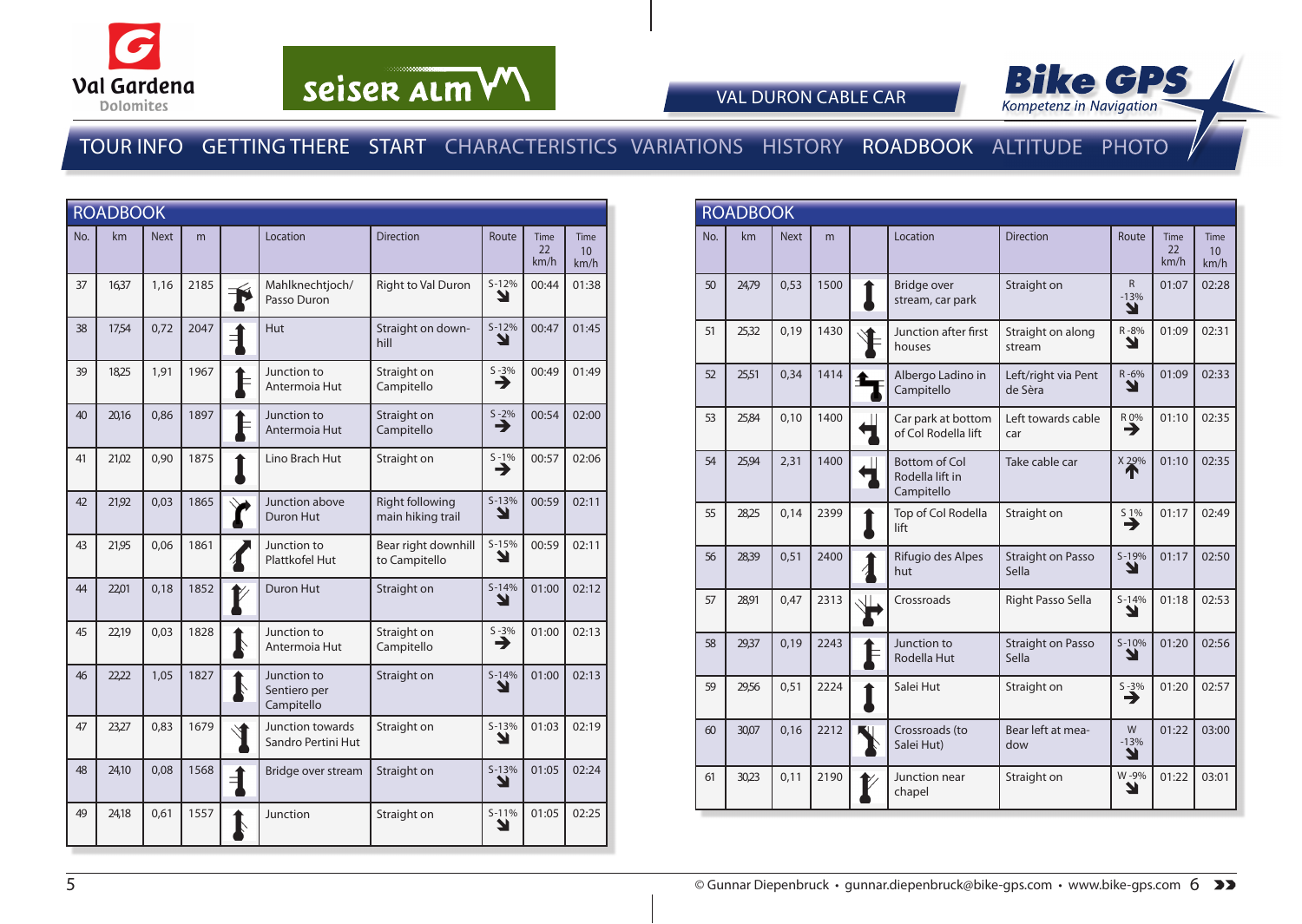Val Gardena Dolomites

seiser alm

VAL DURON CABLE CAR

Bike GPS Kompetenz in Navigation

TOUR INFO GETTING THERE START CHARACTERISTICS VARIATIONS HISTORY ROADBOOK ALTITUDE PHOTO

## ROADBOOK

| No. | km | Next | m | | Location | Direction | Route | Time 22 km/h | Time 10 km/h |
|---|---|---|---|---|---|---|---|---|---|
| 37 | 16,37 | 1,16 | 2185 | | Mahlknechtjoch/ Passo Duron | Right to Val Duron | S-12% ↘ | 00:44 | 01:38 |
| 38 | 17,54 | 0,72 | 2047 | | Hut | Straight on down-hill | S-12% ↘ | 00:47 | 01:45 |
| 39 | 18,25 | 1,91 | 1967 | | Junction to Antermoia Hut | Straight on Campitello | S -3% → | 00:49 | 01:49 |
| 40 | 20,16 | 0,86 | 1897 | | Junction to Antermoia Hut | Straight on Campitello | S -2% → | 00:54 | 02:00 |
| 41 | 21,02 | 0,90 | 1875 | | Lino Brach Hut | Straight on | S -1% → | 00:57 | 02:06 |
| 42 | 21,92 | 0,03 | 1865 | | Junction above Duron Hut | Right following main hiking trail | S-13% ↘ | 00:59 | 02:11 |
| 43 | 21,95 | 0,06 | 1861 | | Junction to Plattkofel Hut | Bear right downhill to Campitello | S-15% ↘ | 00:59 | 02:11 |
| 44 | 22,01 | 0,18 | 1852 | | Duron Hut | Straight on | S-14% ↘ | 01:00 | 02:12 |
| 45 | 22,19 | 0,03 | 1828 | | Junction to Antermoia Hut | Straight on Campitello | S -3% → | 01:00 | 02:13 |
| 46 | 22,22 | 1,05 | 1827 | | Junction to Sentiero per Campitello | Straight on | S-14% ↘ | 01:00 | 02:13 |
| 47 | 23,27 | 0,83 | 1679 | | Junction towards Sandro Pertini Hut | Straight on | S-13% ↘ | 01:03 | 02:19 |
| 48 | 24,10 | 0,08 | 1568 | | Bridge over stream | Straight on | S-13% ↘ | 01:05 | 02:24 |
| 49 | 24,18 | 0,61 | 1557 | | Junction | Straight on | S-11% ↘ | 01:05 | 02:25 |

## ROADBOOK

| No. | km | Next | m | | Location | Direction | Route | Time 22 km/h | Time 10 km/h |
|---|---|---|---|---|---|---|---|---|---|
| 50 | 24,79 | 0,53 | 1500 | | Bridge over stream, car park | Straight on | R -13% ↘ | 01:07 | 02:28 |
| 51 | 25,32 | 0,19 | 1430 | | Junction after first houses | Straight on along stream | R -8% ↘ | 01:09 | 02:31 |
| 52 | 25,51 | 0,34 | 1414 | | Albergo Ladino in Campitello | Left/right via Pent de Sèra | R -6% ↘ | 01:09 | 02:33 |
| 53 | 25,84 | 0,10 | 1400 | | Car park at bottom of Col Rodella lift | Left towards cable car | R 0% → | 01:10 | 02:35 |
| 54 | 25,94 | 2,31 | 1400 | | Bottom of Col Rodella lift in Campitello | Take cable car | X 29% ↑ | 01:10 | 02:35 |
| 55 | 28,25 | 0,14 | 2399 | | Top of Col Rodella lift | Straight on | S 1% → | 01:17 | 02:49 |
| 56 | 28,39 | 0,51 | 2400 | | Rifugio des Alpes hut | Straight on Passo Sella | S-19% ↘ | 01:17 | 02:50 |
| 57 | 28,91 | 0,47 | 2313 | | Crossroads | Right Passo Sella | S-14% ↘ | 01:18 | 02:53 |
| 58 | 29,37 | 0,19 | 2243 | | Junction to Rodella Hut | Straight on Passo Sella | S-10% ↘ | 01:20 | 02:56 |
| 59 | 29,56 | 0,51 | 2224 | | Salei Hut | Straight on | S -3% → | 01:20 | 02:57 |
| 60 | 30,07 | 0,16 | 2212 | | Crossroads (to Salei Hut) | Bear left at meadow | W -13% ↘ | 01:22 | 03:00 |
| 61 | 30,23 | 0,11 | 2190 | | Junction near chapel | Straight on | W -9% ↘ | 01:22 | 03:01 |

© Gunnar Diepenbruck • gunnar.diepenbruck@bike-gps.com • www.bike-gps.com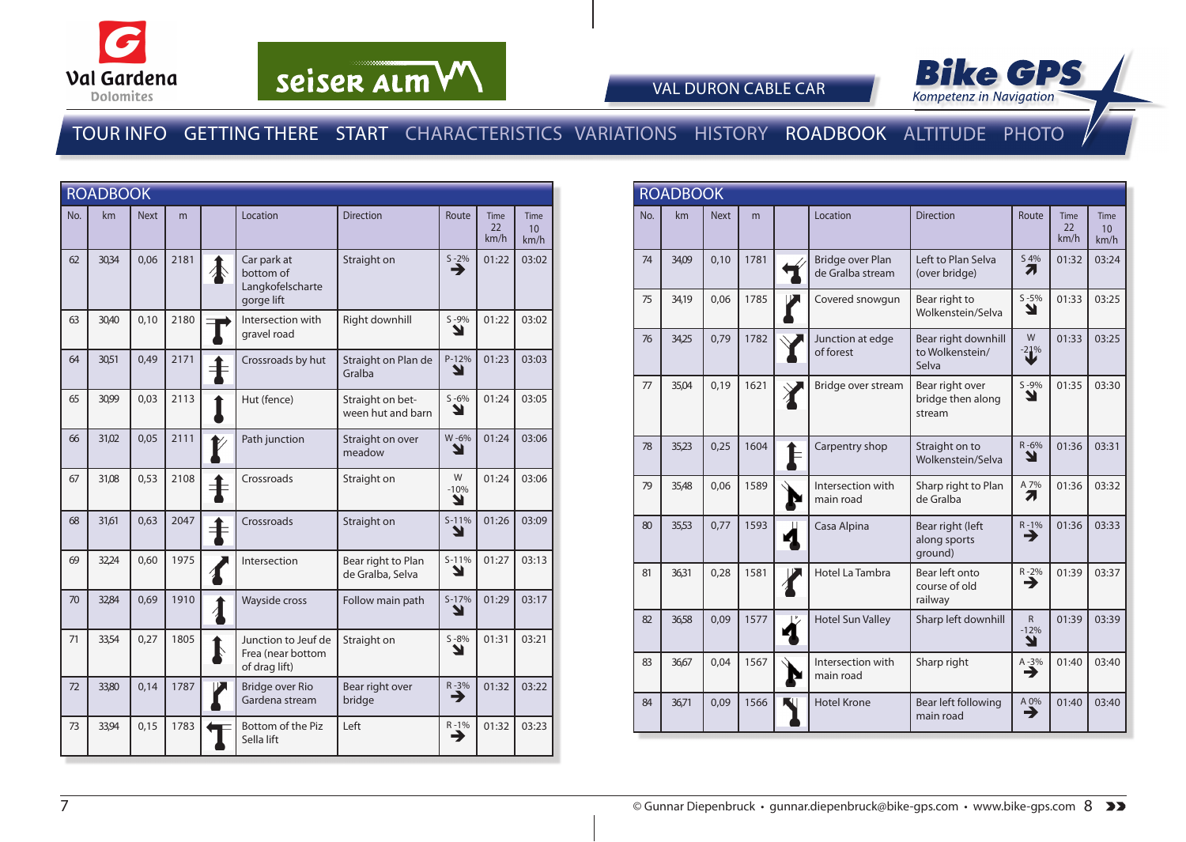VAL DURON CABLE CAR

TOUR INFO GETTING THERE START CHARACTERISTICS VARIATIONS HISTORY ROADBOOK ALTITUDE PHOTO

## ROADBOOK

| No. | km | Next | m | | Location | Direction | Route | Time 22 km/h | Time 10 km/h |
|---|---|---|---|---|---|---|---|---|---|
| 62 | 30,34 | 0,06 | 2181 | | Car park at bottom of Langkofelscharte gorge lift | Straight on | S -2% | 01:22 | 03:02 |
| 63 | 30,40 | 0,10 | 2180 | | Intersection with gravel road | Right downhill | S -9% | 01:22 | 03:02 |
| 64 | 30,51 | 0,49 | 2171 | | Crossroads by hut | Straight on Plan de Gralba | P -12% | 01:23 | 03:03 |
| 65 | 30,99 | 0,03 | 2113 | | Hut (fence) | Straight on between hut and barn | S -6% | 01:24 | 03:05 |
| 66 | 31,02 | 0,05 | 2111 | | Path junction | Straight on over meadow | W -6% | 01:24 | 03:06 |
| 67 | 31,08 | 0,53 | 2108 | | Crossroads | Straight on | W -10% | 01:24 | 03:06 |
| 68 | 31,61 | 0,63 | 2047 | | Crossroads | Straight on | S -11% | 01:26 | 03:09 |
| 69 | 32,24 | 0,60 | 1975 | | Intersection | Bear right to Plan de Gralba, Selva | S -11% | 01:27 | 03:13 |
| 70 | 32,84 | 0,69 | 1910 | | Wayside cross | Follow main path | S -17% | 01:29 | 03:17 |
| 71 | 33,54 | 0,27 | 1805 | | Junction to Jeuf de Frea (near bottom of drag lift) | Straight on | S -8% | 01:31 | 03:21 |
| 72 | 33,80 | 0,14 | 1787 | | Bridge over Rio Gardena stream | Bear right over bridge | R -3% | 01:32 | 03:22 |
| 73 | 33,94 | 0,15 | 1783 | | Bottom of the Piz Sella lift | Left | R -1% | 01:32 | 03:23 |

## ROADBOOK

| No. | km | Next | m | | Location | Direction | Route | Time 22 km/h | Time 10 km/h |
|---|---|---|---|---|---|---|---|---|---|
| 74 | 34,09 | 0,10 | 1781 | | Bridge over Plan de Gralba stream | Left to Plan Selva (over bridge) | S 4% | 01:32 | 03:24 |
| 75 | 34,19 | 0,06 | 1785 | | Covered snowgun | Bear right to Wolkenstein/Selva | S -5% | 01:33 | 03:25 |
| 76 | 34,25 | 0,79 | 1782 | | Junction at edge of forest | Bear right downhill to Wolkenstein/ Selva | W -21% | 01:33 | 03:25 |
| 77 | 35,04 | 0,19 | 1621 | | Bridge over stream | Bear right over bridge then along stream | S -9% | 01:35 | 03:30 |
| 78 | 35,23 | 0,25 | 1604 | | Carpentry shop | Straight on to Wolkenstein/Selva | R -6% | 01:36 | 03:31 |
| 79 | 35,48 | 0,06 | 1589 | | Intersection with main road | Sharp right to Plan de Gralba | A 7% | 01:36 | 03:32 |
| 80 | 35,53 | 0,77 | 1593 | | Casa Alpina | Bear right (left along sports ground) | R -1% | 01:36 | 03:33 |
| 81 | 36,31 | 0,28 | 1581 | | Hotel La Tambra | Bear left onto course of old railway | R -2% | 01:39 | 03:37 |
| 82 | 36,58 | 0,09 | 1577 | | Hotel Sun Valley | Sharp left downhill | R -12% | 01:39 | 03:39 |
| 83 | 36,67 | 0,04 | 1567 | | Intersection with main road | Sharp right | A -3% | 01:40 | 03:40 |
| 84 | 36,71 | 0,09 | 1566 | | Hotel Krone | Bear left following main road | A 0% | 01:40 | 03:40 |

© Gunnar Diepenbruck • gunnar.diepenbruck@bike-gps.com • www.bike-gps.com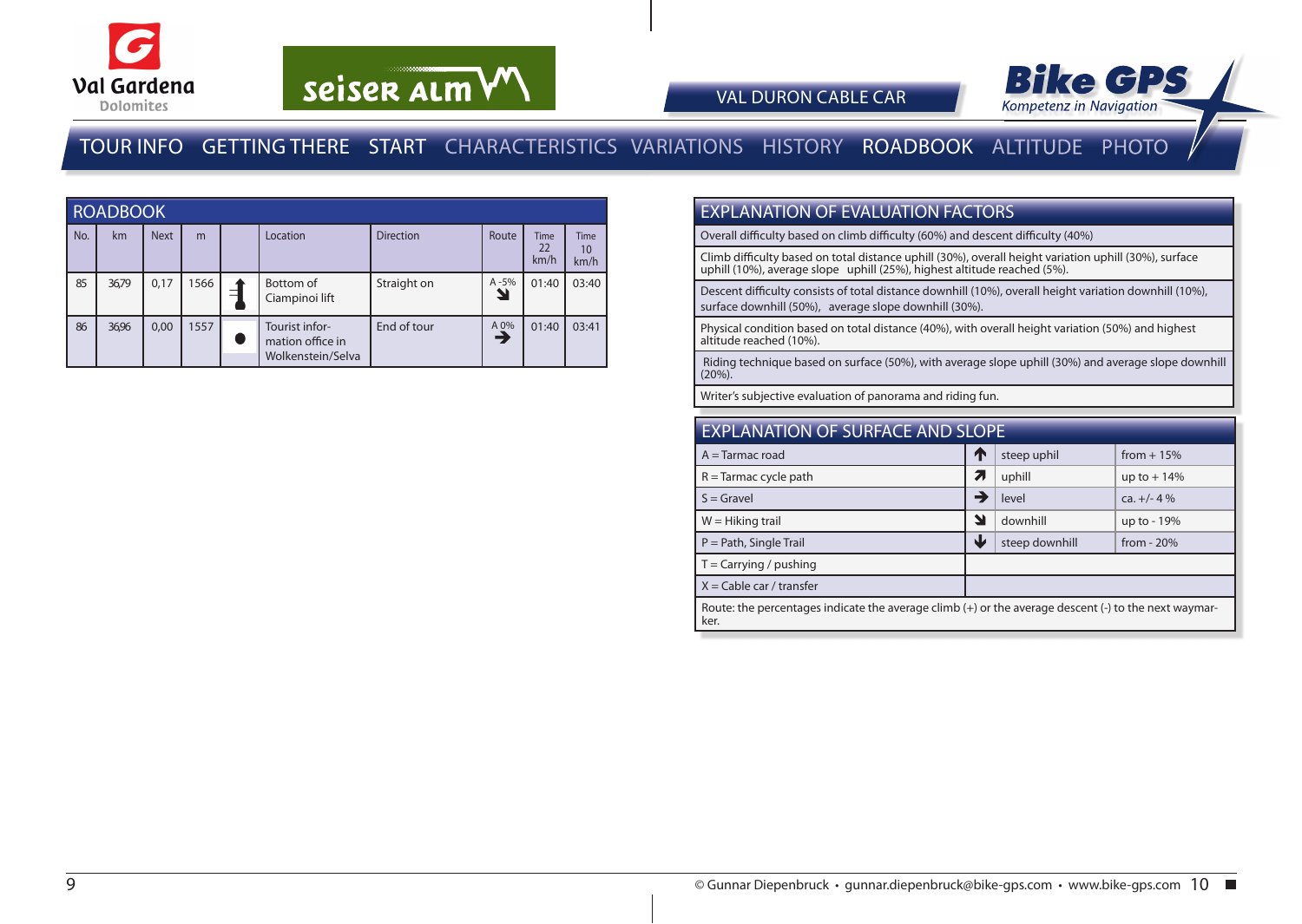Val Gardena Dolomites

seiser alm

VAL DURON CABLE CAR

Bike GPS Kompetenz in Navigation

TOUR INFO GETTING THERE START CHARACTERISTICS VARIATIONS HISTORY ROADBOOK ALTITUDE PHOTO

## ROADBOOK

| No. | km | Next | m | | Location | Direction | Route | Time 22 km/h | Time 10 km/h |
|---|---|---|---|---|---|---|---|---|---|
| 85 | 36,79 | 0,17 | 1566 | | Bottom of Ciampinoi lift | Straight on | A -5% ↘ | 01:40 | 03:40 |
| 86 | 36,96 | 0,00 | 1557 | ● | Tourist information office in Wolkenstein/Selva | End of tour | A 0% → | 01:40 | 03:41 |

## EXPLANATION OF EVALUATION FACTORS

| |
|---|
| Overall difficulty based on climb difficulty (60%) and descent difficulty (40%) |
| Climb difficulty based on total distance uphill (30%), overall height variation uphill (30%), surface uphill (10%), average slope uphill (25%), highest altitude reached (5%). |
| Descent difficulty consists of total distance downhill (10%), overall height variation downhill (10%), surface downhill (50%), average slope downhill (30%). |
| Physical condition based on total distance (40%), with overall height variation (50%) and highest altitude reached (10%). |
| Riding technique based on surface (50%), with average slope uphill (30%) and average slope downhill (20%). |
| Writer's subjective evaluation of panorama and riding fun. |

## EXPLANATION OF SURFACE AND SLOPE

| | | | |
|---|---|---|---|
| A = Tarmac road | ↑ | steep uphil | from + 15% |
| R = Tarmac cycle path | ↗ | uphill | up to + 14% |
| S = Gravel | → | level | ca. +/- 4 % |
| W = Hiking trail | ↘ | downhill | up to - 19% |
| P = Path, Single Trail | ↓ | steep downhill | from - 20% |
| T = Carrying / pushing | | | |
| X = Cable car / transfer | | | |

Route: the percentages indicate the average climb (+) or the average descent (-) to the next waymarker.

© Gunnar Diepenbruck • gunnar.diepenbruck@bike-gps.com • www.bike-gps.com